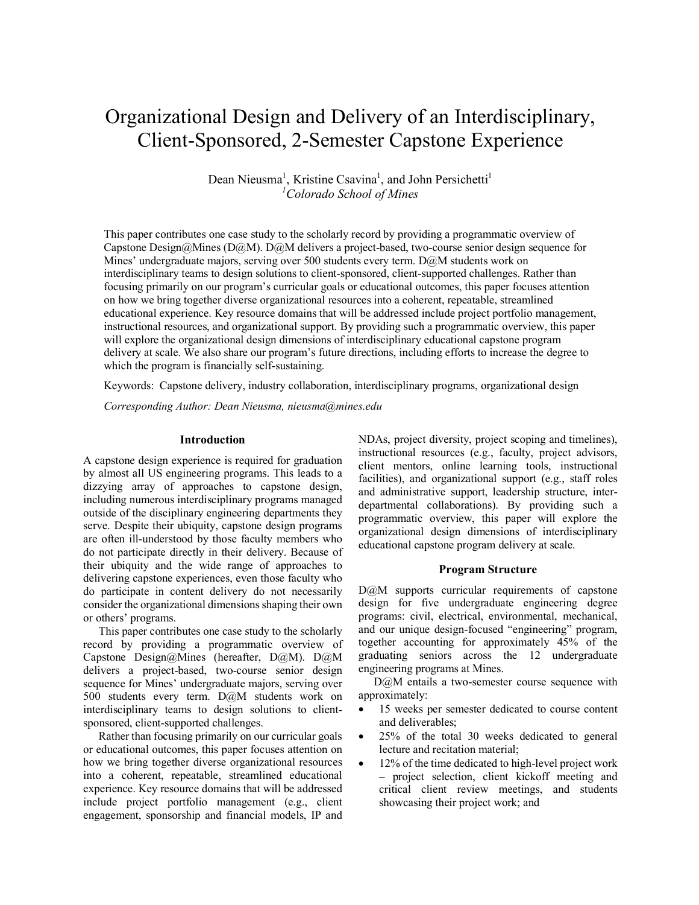# Organizational Design and Delivery of an Interdisciplinary, Client-Sponsored, 2-Semester Capstone Experience

Dean Nieusma[1], Kristine Csavina[1], and John Persichetti[1]

[1]*Colorado School of Mines*

This paper contributes one case study to the scholarly record by providing a programmatic overview of Capstone Design@Mines (D@M). D@M delivers a project-based, two-course senior design sequence for Mines' undergraduate majors, serving over 500 students every term. D@M students work on interdisciplinary teams to design solutions to client-sponsored, client-supported challenges. Rather than focusing primarily on our program's curricular goals or educational outcomes, this paper focuses attention on how we bring together diverse organizational resources into a coherent, repeatable, streamlined educational experience. Key resource domains that will be addressed include project portfolio management, instructional resources, and organizational support. By providing such a programmatic overview, this paper will explore the organizational design dimensions of interdisciplinary educational capstone program delivery at scale. We also share our program's future directions, including efforts to increase the degree to which the program is financially self-sustaining.

Keywords: Capstone delivery, industry collaboration, interdisciplinary programs, organizational design

*Corresponding Author: Dean Nieusma, nieusma@mines.edu*

## Introduction

A capstone design experience is required for graduation by almost all US engineering programs. This leads to a dizzying array of approaches to capstone design, including numerous interdisciplinary programs managed outside of the disciplinary engineering departments they serve. Despite their ubiquity, capstone design programs are often ill-understood by those faculty members who do not participate directly in their delivery. Because of their ubiquity and the wide range of approaches to delivering capstone experiences, even those faculty who do participate in content delivery do not necessarily consider the organizational dimensions shaping their own or others' programs.

This paper contributes one case study to the scholarly record by providing a programmatic overview of Capstone Design@Mines (hereafter, D@M). D@M delivers a project-based, two-course senior design sequence for Mines' undergraduate majors, serving over 500 students every term. D@M students work on interdisciplinary teams to design solutions to client-sponsored, client-supported challenges.

Rather than focusing primarily on our curricular goals or educational outcomes, this paper focuses attention on how we bring together diverse organizational resources into a coherent, repeatable, streamlined educational experience. Key resource domains that will be addressed include project portfolio management (e.g., client engagement, sponsorship and financial models, IP and NDAs, project diversity, project scoping and timelines), instructional resources (e.g., faculty, project advisors, client mentors, online learning tools, instructional facilities), and organizational support (e.g., staff roles and administrative support, leadership structure, inter-departmental collaborations). By providing such a programmatic overview, this paper will explore the organizational design dimensions of interdisciplinary educational capstone program delivery at scale.

## Program Structure

D@M supports curricular requirements of capstone design for five undergraduate engineering degree programs: civil, electrical, environmental, mechanical, and our unique design-focused "engineering" program, together accounting for approximately 45% of the graduating seniors across the 12 undergraduate engineering programs at Mines.

D@M entails a two-semester course sequence with approximately:

- 15 weeks per semester dedicated to course content and deliverables;
- 25% of the total 30 weeks dedicated to general lecture and recitation material;
- 12% of the time dedicated to high-level project work – project selection, client kickoff meeting and critical client review meetings, and students showcasing their project work; and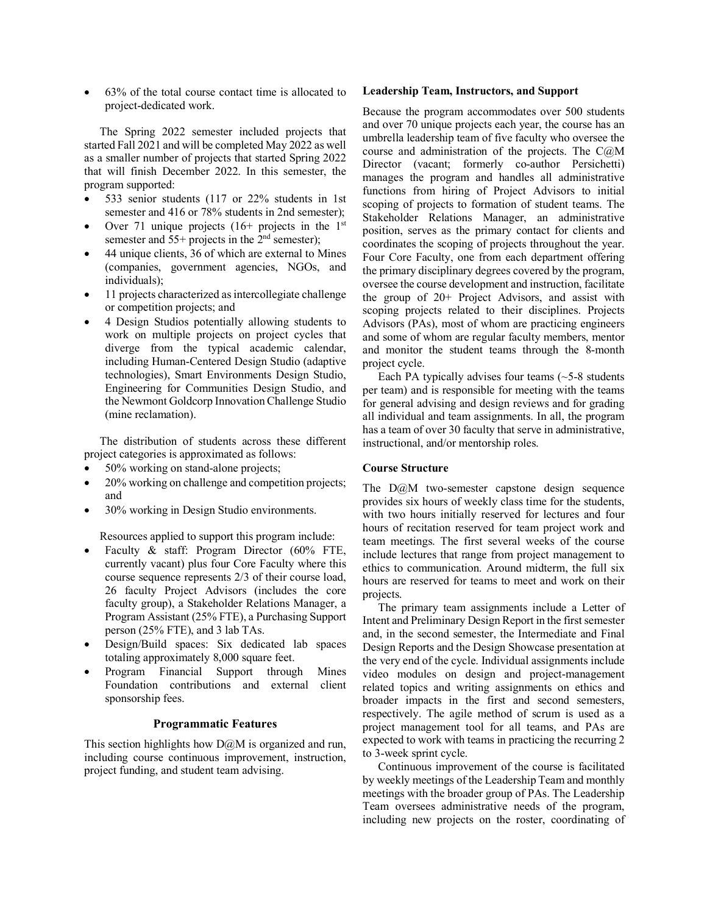- 63% of the total course contact time is allocated to project-dedicated work.

The Spring 2022 semester included projects that started Fall 2021 and will be completed May 2022 as well as a smaller number of projects that started Spring 2022 that will finish December 2022. In this semester, the program supported:

- 533 senior students (117 or 22% students in 1st semester and 416 or 78% students in 2nd semester);
- Over 71 unique projects (16+ projects in the 1st semester and 55+ projects in the 2nd semester);
- 44 unique clients, 36 of which are external to Mines (companies, government agencies, NGOs, and individuals);
- 11 projects characterized as intercollegiate challenge or competition projects; and
- 4 Design Studios potentially allowing students to work on multiple projects on project cycles that diverge from the typical academic calendar, including Human-Centered Design Studio (adaptive technologies), Smart Environments Design Studio, Engineering for Communities Design Studio, and the Newmont Goldcorp Innovation Challenge Studio (mine reclamation).

The distribution of students across these different project categories is approximated as follows:

- 50% working on stand-alone projects;
- 20% working on challenge and competition projects; and
- 30% working in Design Studio environments.

Resources applied to support this program include:

- Faculty & staff: Program Director (60% FTE, currently vacant) plus four Core Faculty where this course sequence represents 2/3 of their course load, 26 faculty Project Advisors (includes the core faculty group), a Stakeholder Relations Manager, a Program Assistant (25% FTE), a Purchasing Support person (25% FTE), and 3 lab TAs.
- Design/Build spaces: Six dedicated lab spaces totaling approximately 8,000 square feet.
- Program Financial Support through Mines Foundation contributions and external client sponsorship fees.

## Programmatic Features

This section highlights how D@M is organized and run, including course continuous improvement, instruction, project funding, and student team advising.

### Leadership Team, Instructors, and Support

Because the program accommodates over 500 students and over 70 unique projects each year, the course has an umbrella leadership team of five faculty who oversee the course and administration of the projects. The C@M Director (vacant; formerly co-author Persichetti) manages the program and handles all administrative functions from hiring of Project Advisors to initial scoping of projects to formation of student teams. The Stakeholder Relations Manager, an administrative position, serves as the primary contact for clients and coordinates the scoping of projects throughout the year. Four Core Faculty, one from each department offering the primary disciplinary degrees covered by the program, oversee the course development and instruction, facilitate the group of 20+ Project Advisors, and assist with scoping projects related to their disciplines. Projects Advisors (PAs), most of whom are practicing engineers and some of whom are regular faculty members, mentor and monitor the student teams through the 8-month project cycle.

Each PA typically advises four teams (~5-8 students per team) and is responsible for meeting with the teams for general advising and design reviews and for grading all individual and team assignments. In all, the program has a team of over 30 faculty that serve in administrative, instructional, and/or mentorship roles.

### Course Structure

The D@M two-semester capstone design sequence provides six hours of weekly class time for the students, with two hours initially reserved for lectures and four hours of recitation reserved for team project work and team meetings. The first several weeks of the course include lectures that range from project management to ethics to communication. Around midterm, the full six hours are reserved for teams to meet and work on their projects.

The primary team assignments include a Letter of Intent and Preliminary Design Report in the first semester and, in the second semester, the Intermediate and Final Design Reports and the Design Showcase presentation at the very end of the cycle. Individual assignments include video modules on design and project-management related topics and writing assignments on ethics and broader impacts in the first and second semesters, respectively. The agile method of scrum is used as a project management tool for all teams, and PAs are expected to work with teams in practicing the recurring 2 to 3-week sprint cycle.

Continuous improvement of the course is facilitated by weekly meetings of the Leadership Team and monthly meetings with the broader group of PAs. The Leadership Team oversees administrative needs of the program, including new projects on the roster, coordinating of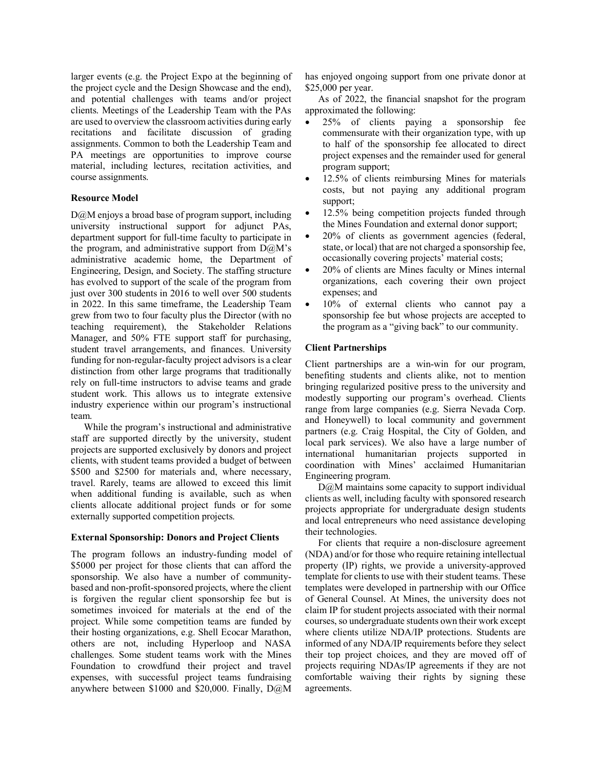larger events (e.g. the Project Expo at the beginning of the project cycle and the Design Showcase and the end), and potential challenges with teams and/or project clients. Meetings of the Leadership Team with the PAs are used to overview the classroom activities during early recitations and facilitate discussion of grading assignments. Common to both the Leadership Team and PA meetings are opportunities to improve course material, including lectures, recitation activities, and course assignments.

### Resource Model

D@M enjoys a broad base of program support, including university instructional support for adjunct PAs, department support for full-time faculty to participate in the program, and administrative support from D@M's administrative academic home, the Department of Engineering, Design, and Society. The staffing structure has evolved to support of the scale of the program from just over 300 students in 2016 to well over 500 students in 2022. In this same timeframe, the Leadership Team grew from two to four faculty plus the Director (with no teaching requirement), the Stakeholder Relations Manager, and 50% FTE support staff for purchasing, student travel arrangements, and finances. University funding for non-regular-faculty project advisors is a clear distinction from other large programs that traditionally rely on full-time instructors to advise teams and grade student work. This allows us to integrate extensive industry experience within our program's instructional team.

While the program's instructional and administrative staff are supported directly by the university, student projects are supported exclusively by donors and project clients, with student teams provided a budget of between \$500 and \$2500 for materials and, where necessary, travel. Rarely, teams are allowed to exceed this limit when additional funding is available, such as when clients allocate additional project funds or for some externally supported competition projects.

### External Sponsorship: Donors and Project Clients

The program follows an industry-funding model of \$5000 per project for those clients that can afford the sponsorship. We also have a number of community-based and non-profit-sponsored projects, where the client is forgiven the regular client sponsorship fee but is sometimes invoiced for materials at the end of the project. While some competition teams are funded by their hosting organizations, e.g. Shell Ecocar Marathon, others are not, including Hyperloop and NASA challenges. Some student teams work with the Mines Foundation to crowdfund their project and travel expenses, with successful project teams fundraising anywhere between \$1000 and \$20,000. Finally, D@M has enjoyed ongoing support from one private donor at \$25,000 per year.

As of 2022, the financial snapshot for the program approximated the following:

- 25% of clients paying a sponsorship fee commensurate with their organization type, with up to half of the sponsorship fee allocated to direct project expenses and the remainder used for general program support;
- 12.5% of clients reimbursing Mines for materials costs, but not paying any additional program support;
- 12.5% being competition projects funded through the Mines Foundation and external donor support;
- 20% of clients as government agencies (federal, state, or local) that are not charged a sponsorship fee, occasionally covering projects' material costs;
- 20% of clients are Mines faculty or Mines internal organizations, each covering their own project expenses; and
- 10% of external clients who cannot pay a sponsorship fee but whose projects are accepted to the program as a "giving back" to our community.

### Client Partnerships

Client partnerships are a win-win for our program, benefiting students and clients alike, not to mention bringing regularized positive press to the university and modestly supporting our program's overhead. Clients range from large companies (e.g. Sierra Nevada Corp. and Honeywell) to local community and government partners (e.g. Craig Hospital, the City of Golden, and local park services). We also have a large number of international humanitarian projects supported in coordination with Mines' acclaimed Humanitarian Engineering program.

D@M maintains some capacity to support individual clients as well, including faculty with sponsored research projects appropriate for undergraduate design students and local entrepreneurs who need assistance developing their technologies.

For clients that require a non-disclosure agreement (NDA) and/or for those who require retaining intellectual property (IP) rights, we provide a university-approved template for clients to use with their student teams. These templates were developed in partnership with our Office of General Counsel. At Mines, the university does not claim IP for student projects associated with their normal courses, so undergraduate students own their work except where clients utilize NDA/IP protections. Students are informed of any NDA/IP requirements before they select their top project choices, and they are moved off of projects requiring NDAs/IP agreements if they are not comfortable waiving their rights by signing these agreements.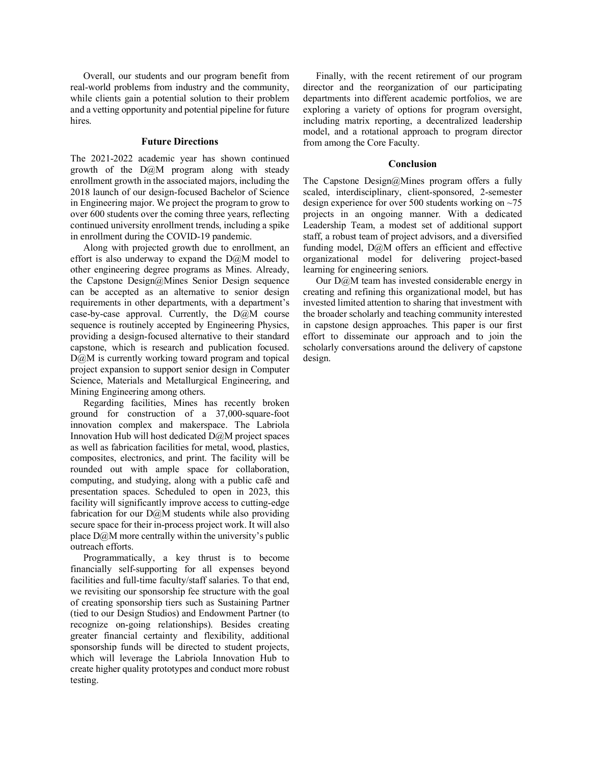Overall, our students and our program benefit from real-world problems from industry and the community, while clients gain a potential solution to their problem and a vetting opportunity and potential pipeline for future hires.

## Future Directions

The 2021-2022 academic year has shown continued growth of the D@M program along with steady enrollment growth in the associated majors, including the 2018 launch of our design-focused Bachelor of Science in Engineering major. We project the program to grow to over 600 students over the coming three years, reflecting continued university enrollment trends, including a spike in enrollment during the COVID-19 pandemic.

Along with projected growth due to enrollment, an effort is also underway to expand the D@M model to other engineering degree programs as Mines. Already, the Capstone Design@Mines Senior Design sequence can be accepted as an alternative to senior design requirements in other departments, with a department's case-by-case approval. Currently, the D@M course sequence is routinely accepted by Engineering Physics, providing a design-focused alternative to their standard capstone, which is research and publication focused. D@M is currently working toward program and topical project expansion to support senior design in Computer Science, Materials and Metallurgical Engineering, and Mining Engineering among others.

Regarding facilities, Mines has recently broken ground for construction of a 37,000-square-foot innovation complex and makerspace. The Labriola Innovation Hub will host dedicated D@M project spaces as well as fabrication facilities for metal, wood, plastics, composites, electronics, and print. The facility will be rounded out with ample space for collaboration, computing, and studying, along with a public café and presentation spaces. Scheduled to open in 2023, this facility will significantly improve access to cutting-edge fabrication for our D@M students while also providing secure space for their in-process project work. It will also place D@M more centrally within the university's public outreach efforts.

Programmatically, a key thrust is to become financially self-supporting for all expenses beyond facilities and full-time faculty/staff salaries. To that end, we revisiting our sponsorship fee structure with the goal of creating sponsorship tiers such as Sustaining Partner (tied to our Design Studios) and Endowment Partner (to recognize on-going relationships). Besides creating greater financial certainty and flexibility, additional sponsorship funds will be directed to student projects, which will leverage the Labriola Innovation Hub to create higher quality prototypes and conduct more robust testing.

Finally, with the recent retirement of our program director and the reorganization of our participating departments into different academic portfolios, we are exploring a variety of options for program oversight, including matrix reporting, a decentralized leadership model, and a rotational approach to program director from among the Core Faculty.

## Conclusion

The Capstone Design@Mines program offers a fully scaled, interdisciplinary, client-sponsored, 2-semester design experience for over 500 students working on ~75 projects in an ongoing manner. With a dedicated Leadership Team, a modest set of additional support staff, a robust team of project advisors, and a diversified funding model, D@M offers an efficient and effective organizational model for delivering project-based learning for engineering seniors.

Our D@M team has invested considerable energy in creating and refining this organizational model, but has invested limited attention to sharing that investment with the broader scholarly and teaching community interested in capstone design approaches. This paper is our first effort to disseminate our approach and to join the scholarly conversations around the delivery of capstone design.